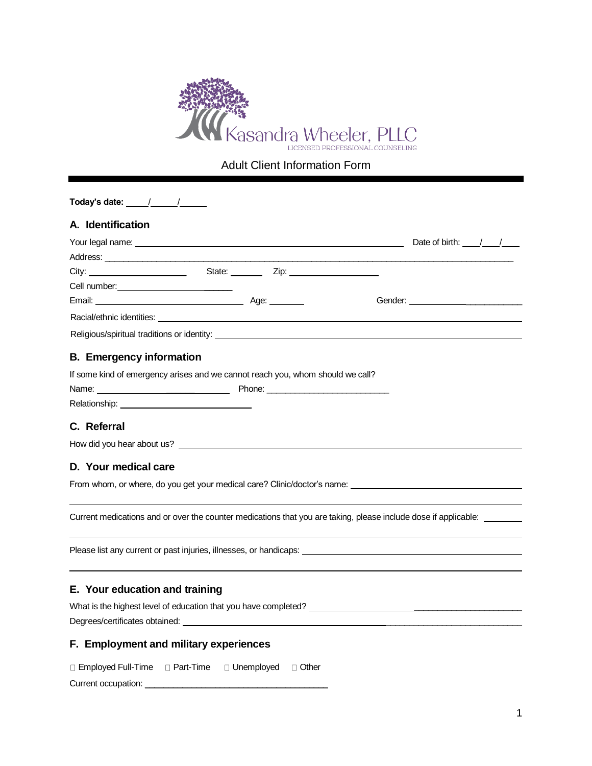Kasandra Wheeler, PLLC
LICENSED PROFESSIONAL COUNSELING

# Adult Client Information Form

**Today's date:** ____/____/____

## A. Identification

Your legal name: ______________________________ Date of birth: ___/___/___

Address: ______________________________

City: ______________ State: ______ Zip: ______________

Cell number: ______________

Email: ______________ Age: ______ Gender: ______________

Racial/ethnic identities: ______________________________

Religious/spiritual traditions or identity: ______________________________

## B. Emergency information

If some kind of emergency arises and we cannot reach you, whom should we call?

Name: ______________ Phone: ______________

Relationship: ______________

## C. Referral

How did you hear about us? ______________________________

## D. Your medical care

From whom, or where, do you get your medical care? Clinic/doctor's name: ______________________________

Current medications and or over the counter medications that you are taking, please include dose if applicable: ______________________________

Please list any current or past injuries, illnesses, or handicaps: ______________________________

## E. Your education and training

What is the highest level of education that you have completed? ______________________________

Degrees/certificates obtained: ______________________________

## F. Employment and military experiences

☐ Employed Full-Time ☐ Part-Time ☐ Unemployed ☐ Other

Current occupation: ______________________________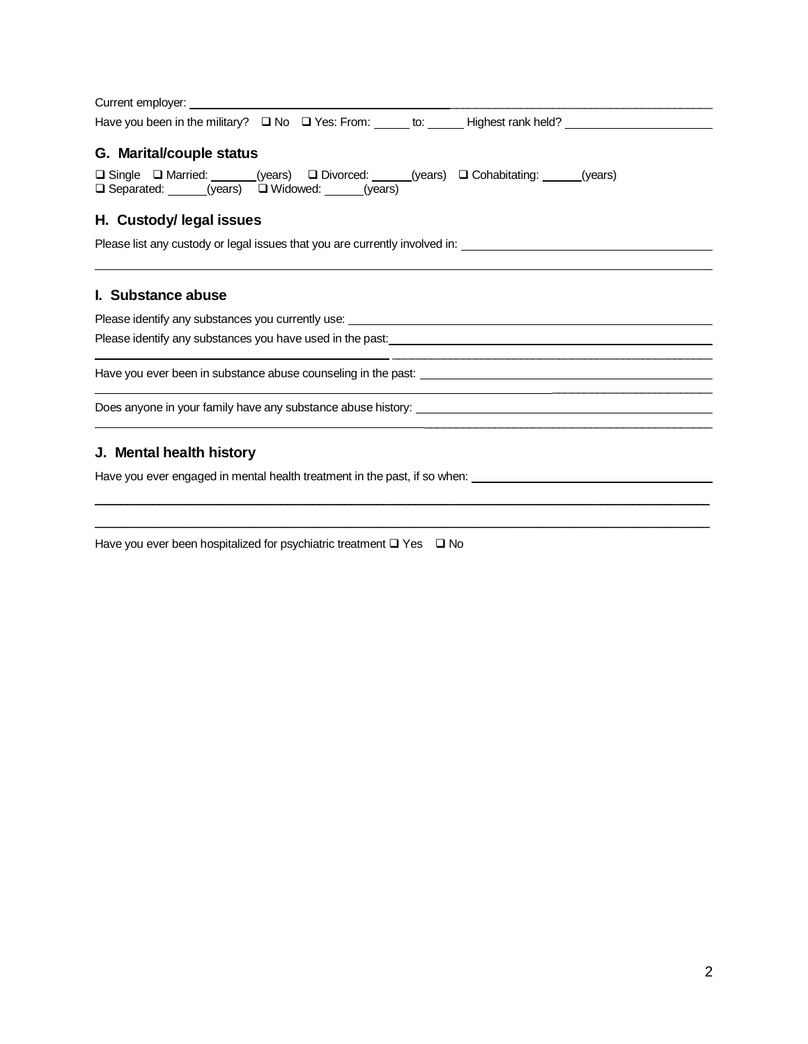Current employer: ______________________________________________________________

Have you been in the military? ❑ No ❑ Yes: From: ______ to: ______ Highest rank held? ______________________

## G. Marital/couple status

❑ Single ❑ Married: _______(years) ❑ Divorced: ______(years) ❑ Cohabitating: ______(years)
❑ Separated: ______(years) ❑ Widowed: ______(years)

## H. Custody/ legal issues

Please list any custody or legal issues that you are currently involved in: ______________________________________

______________________________________________________________________________

## I. Substance abuse

Please identify any substances you currently use: ______________________________________________

Please identify any substances you have used in the past: ______________________________________

______________________________________________________________________________

Have you ever been in substance abuse counseling in the past: ______________________________________

______________________________________________________________________________

Does anyone in your family have any substance abuse history: ______________________________________

______________________________________________________________________________

## J. Mental health history

Have you ever engaged in mental health treatment in the past, if so when: ______________________________

______________________________________________________________________________

______________________________________________________________________________

Have you ever been hospitalized for psychiatric treatment ❑ Yes ❑ No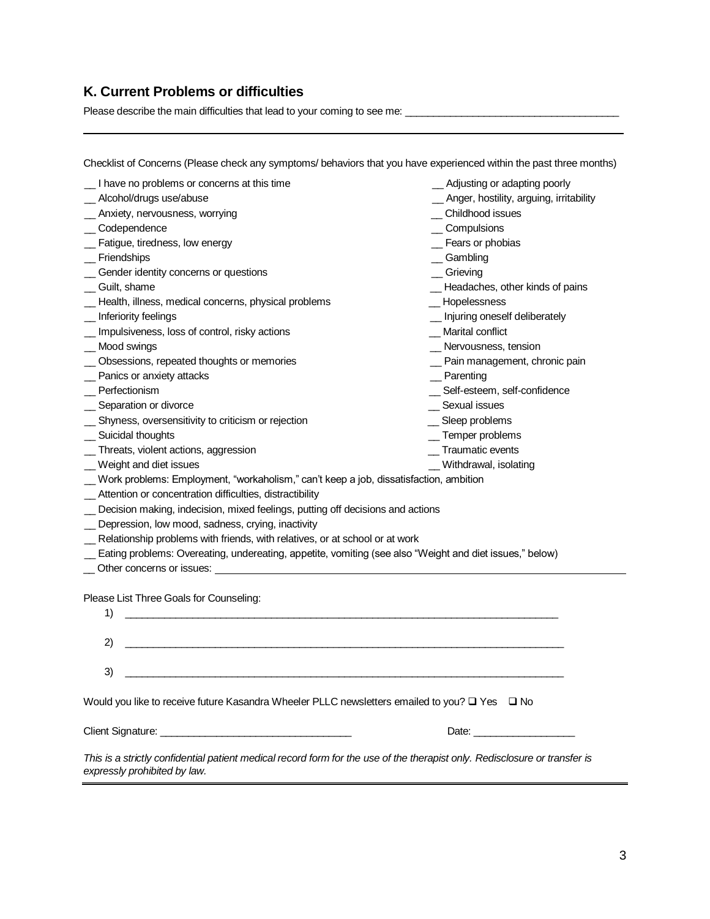## K. Current Problems or difficulties

Please describe the main difficulties that lead to your coming to see me: ______________________________________

Checklist of Concerns (Please check any symptoms/ behaviors that you have experienced within the past three months)

__ I have no problems or concerns at this time
__ Alcohol/drugs use/abuse
__ Anxiety, nervousness, worrying
__ Codependence
__ Fatigue, tiredness, low energy
__ Friendships
__ Gender identity concerns or questions
__ Guilt, shame
__ Health, illness, medical concerns, physical problems
__ Inferiority feelings
__ Impulsiveness, loss of control, risky actions
__ Mood swings
__ Obsessions, repeated thoughts or memories
__ Panics or anxiety attacks
__ Perfectionism
__ Separation or divorce
__ Shyness, oversensitivity to criticism or rejection
__ Suicidal thoughts
__ Threats, violent actions, aggression
__ Weight and diet issues
__ Adjusting or adapting poorly
__ Anger, hostility, arguing, irritability
__ Childhood issues
__ Compulsions
__ Fears or phobias
__ Gambling
__ Grieving
__ Headaches, other kinds of pains
__ Hopelessness
__ Injuring oneself deliberately
__ Marital conflict
__ Nervousness, tension
__ Pain management, chronic pain
__ Parenting
__ Self-esteem, self-confidence
__ Sexual issues
__ Sleep problems
__ Temper problems
__ Traumatic events
__ Withdrawal, isolating
__ Work problems: Employment, "workaholism," can't keep a job, dissatisfaction, ambition
__ Attention or concentration difficulties, distractibility
__ Decision making, indecision, mixed feelings, putting off decisions and actions
__ Depression, low mood, sadness, crying, inactivity
__ Relationship problems with friends, with relatives, or at school or at work
__ Eating problems: Overeating, undereating, appetite, vomiting (see also "Weight and diet issues," below)
__ Other concerns or issues: ______________________________________

Please List Three Goals for Counseling:

1) ______________________________________________________________________________

2) ______________________________________________________________________________

3) ______________________________________________________________________________

Would you like to receive future Kasandra Wheeler PLLC newsletters emailed to you? ❑ Yes ❑ No

Client Signature: _________________________________ Date: _________________

*This is a strictly confidential patient medical record form for the use of the therapist only. Redisclosure or transfer is expressly prohibited by law.*